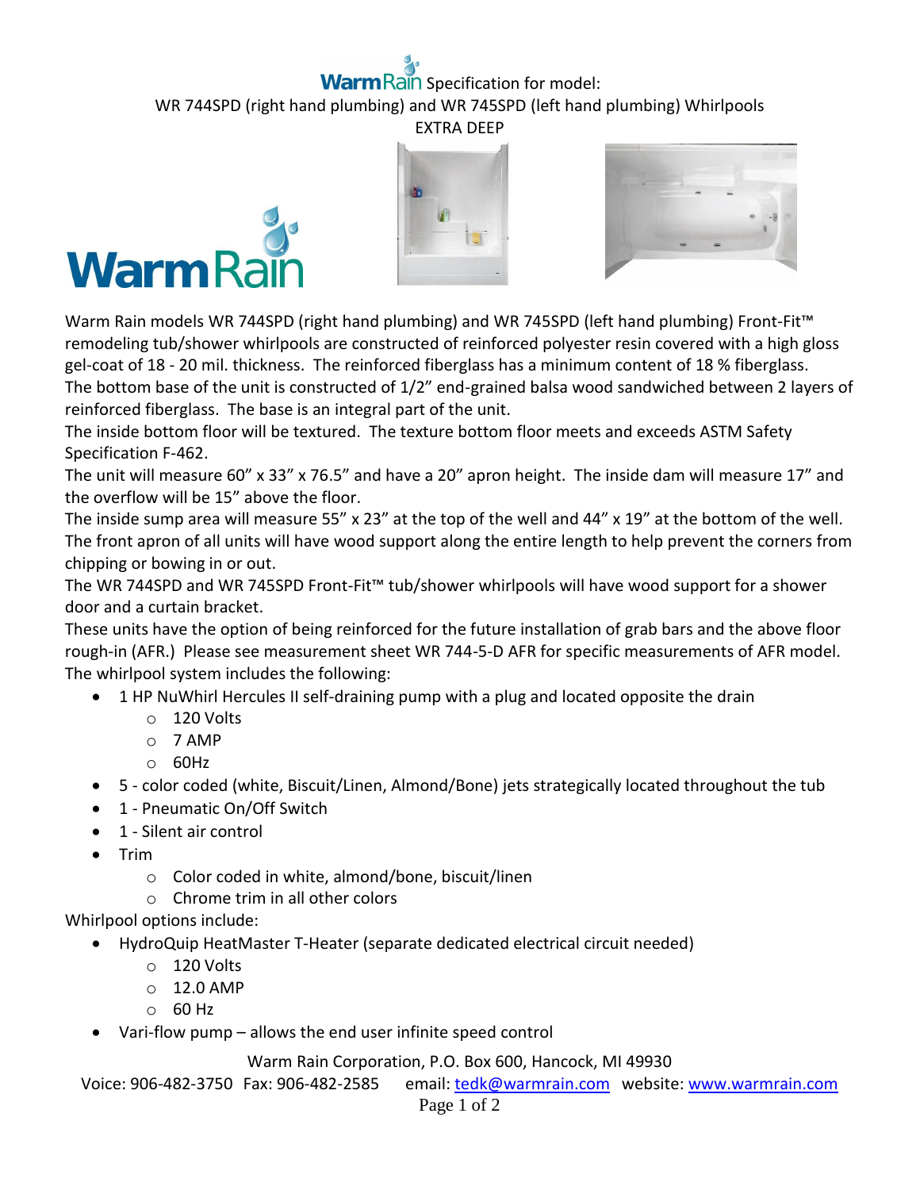# WarmRain Specification for model:

## WR 744SPD (right hand plumbing) and WR 745SPD (left hand plumbing) Whirlpools

### EXTRA DEEP

Warm Rain models WR 744SPD (right hand plumbing) and WR 745SPD (left hand plumbing) Front-Fit™ remodeling tub/shower whirlpools are constructed of reinforced polyester resin covered with a high gloss gel-coat of 18 - 20 mil. thickness. The reinforced fiberglass has a minimum content of 18 % fiberglass. The bottom base of the unit is constructed of 1/2" end-grained balsa wood sandwiched between 2 layers of reinforced fiberglass. The base is an integral part of the unit.

The inside bottom floor will be textured. The texture bottom floor meets and exceeds ASTM Safety Specification F-462.

The unit will measure 60" x 33" x 76.5" and have a 20" apron height. The inside dam will measure 17" and the overflow will be 15" above the floor.

The inside sump area will measure 55" x 23" at the top of the well and 44" x 19" at the bottom of the well. The front apron of all units will have wood support along the entire length to help prevent the corners from chipping or bowing in or out.

The WR 744SPD and WR 745SPD Front-Fit™ tub/shower whirlpools will have wood support for a shower door and a curtain bracket.

These units have the option of being reinforced for the future installation of grab bars and the above floor rough-in (AFR.) Please see measurement sheet WR 744-5-D AFR for specific measurements of AFR model.

The whirlpool system includes the following:

- 1 HP NuWhirl Hercules II self-draining pump with a plug and located opposite the drain
  - 120 Volts
  - 7 AMP
  - 60Hz
- 5 - color coded (white, Biscuit/Linen, Almond/Bone) jets strategically located throughout the tub
- 1 - Pneumatic On/Off Switch
- 1 - Silent air control
- Trim
  - Color coded in white, almond/bone, biscuit/linen
  - Chrome trim in all other colors

Whirlpool options include:

- HydroQuip HeatMaster T-Heater (separate dedicated electrical circuit needed)
  - 120 Volts
  - 12.0 AMP
  - 60 Hz
- Vari-flow pump – allows the end user infinite speed control

Warm Rain Corporation, P.O. Box 600, Hancock, MI 49930

Voice: 906-482-3750 Fax: 906-482-2585 email: tedk@warmrain.com website: www.warmrain.com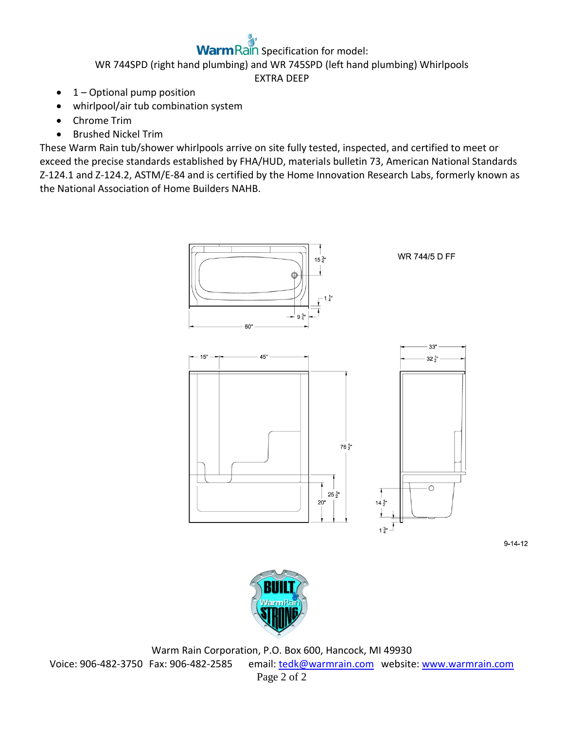**WarmRain** Specification for model:

WR 744SPD (right hand plumbing) and WR 745SPD (left hand plumbing) Whirlpools

EXTRA DEEP

- 1 – Optional pump position
- whirlpool/air tub combination system
- Chrome Trim
- Brushed Nickel Trim

These Warm Rain tub/shower whirlpools arrive on site fully tested, inspected, and certified to meet or exceed the precise standards established by FHA/HUD, materials bulletin 73, American National Standards Z-124.1 and Z-124.2, ASTM/E-84 and is certified by the Home Innovation Research Labs, formerly known as the National Association of Home Builders NAHB.

WR 744/5 D FF

15 3/4"
1 1/4"
9 3/4"
60"
15"
45"
33"
32 1/2"
76 1/2"
25 3/4"
20"
14 1/2"
1 3/4"

9-14-12

Warm Rain Corporation, P.O. Box 600, Hancock, MI 49930

Voice: 906-482-3750 Fax: 906-482-2585 email: tedk@warmrain.com website: www.warmrain.com